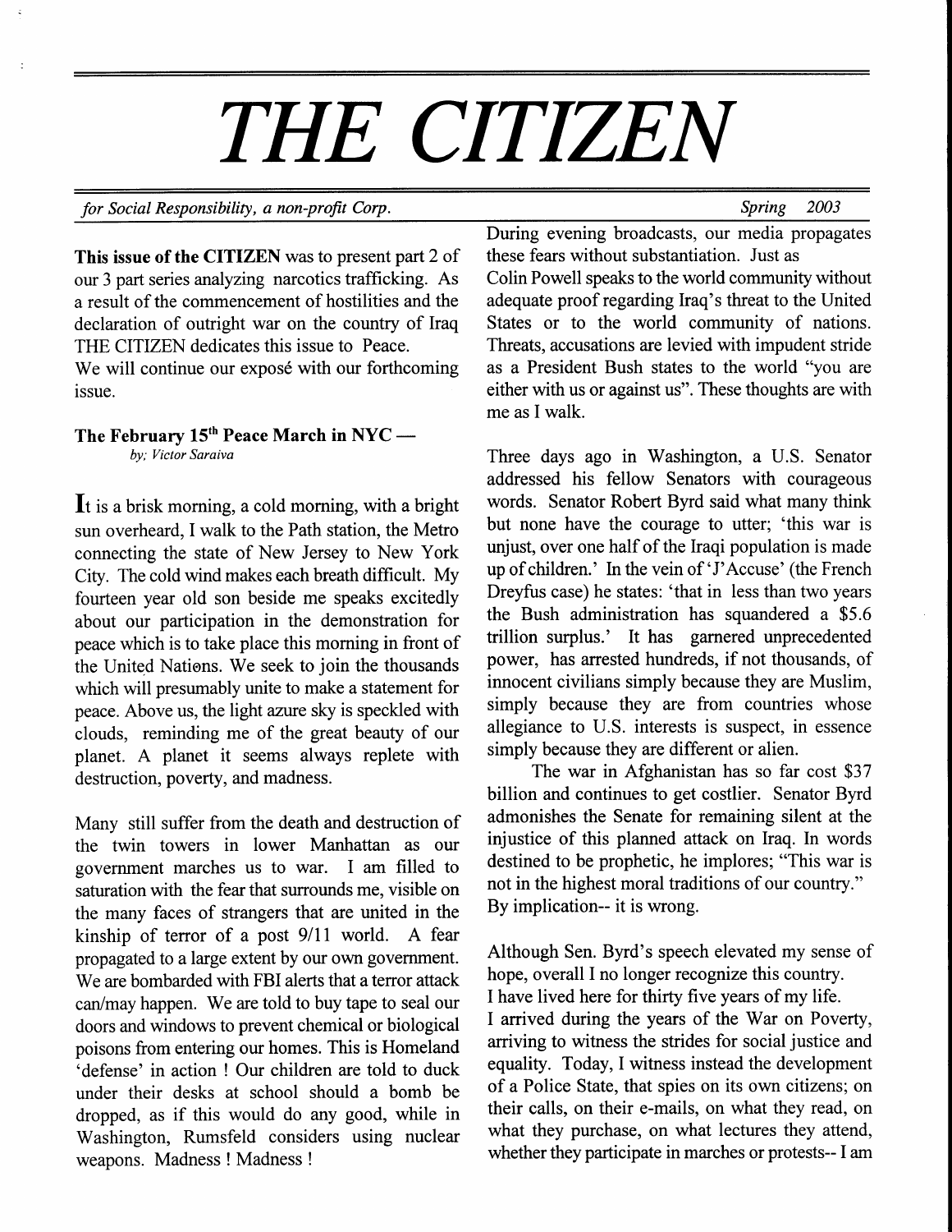# THE CITIZEN

*for Social Responsibility, a non-profit Corp.* *Spring 2003*

**This issue of the CITIZEN** was to present part 2 of our 3 part series analyzing narcotics trafficking. As a result of the commencement of hostilities and the declaration of outright war on the country of Iraq THE CITIZEN dedicates this issue to Peace.

We will continue our exposé with our forthcoming issue.

**The February 15th Peace March in NYC —**
*by; Victor Saraiva*

It is a brisk morning, a cold morning, with a bright sun overheard, I walk to the Path station, the Metro connecting the state of New Jersey to New York City. The cold wind makes each breath difficult. My fourteen year old son beside me speaks excitedly about our participation in the demonstration for peace which is to take place this morning in front of the United Nations. We seek to join the thousands which will presumably unite to make a statement for peace. Above us, the light azure sky is speckled with clouds, reminding me of the great beauty of our planet. A planet it seems always replete with destruction, poverty, and madness.

Many still suffer from the death and destruction of the twin towers in lower Manhattan as our government marches us to war. I am filled to saturation with the fear that surrounds me, visible on the many faces of strangers that are united in the kinship of terror of a post 9/11 world. A fear propagated to a large extent by our own government. We are bombarded with FBI alerts that a terror attack can/may happen. We are told to buy tape to seal our doors and windows to prevent chemical or biological poisons from entering our homes. This is Homeland 'defense' in action ! Our children are told to duck under their desks at school should a bomb be dropped, as if this would do any good, while in Washington, Rumsfeld considers using nuclear weapons. Madness ! Madness !

During evening broadcasts, our media propagates these fears without substantiation. Just as Colin Powell speaks to the world community without adequate proof regarding Iraq's threat to the United States or to the world community of nations. Threats, accusations are levied with impudent stride as a President Bush states to the world "you are either with us or against us". These thoughts are with me as I walk.

Three days ago in Washington, a U.S. Senator addressed his fellow Senators with courageous words. Senator Robert Byrd said what many think but none have the courage to utter; 'this war is unjust, over one half of the Iraqi population is made up of children.' In the vein of 'J'Accuse' (the French Dreyfus case) he states: 'that in less than two years the Bush administration has squandered a $5.6 trillion surplus.' It has garnered unprecedented power, has arrested hundreds, if not thousands, of innocent civilians simply because they are Muslim, simply because they are from countries whose allegiance to U.S. interests is suspect, in essence simply because they are different or alien.

The war in Afghanistan has so far cost $37 billion and continues to get costlier. Senator Byrd admonishes the Senate for remaining silent at the injustice of this planned attack on Iraq. In words destined to be prophetic, he implores; "This war is not in the highest moral traditions of our country." By implication-- it is wrong.

Although Sen. Byrd's speech elevated my sense of hope, overall I no longer recognize this country.
I have lived here for thirty five years of my life.
I arrived during the years of the War on Poverty, arriving to witness the strides for social justice and equality. Today, I witness instead the development of a Police State, that spies on its own citizens; on their calls, on their e-mails, on what they read, on what they purchase, on what lectures they attend, whether they participate in marches or protests-- I am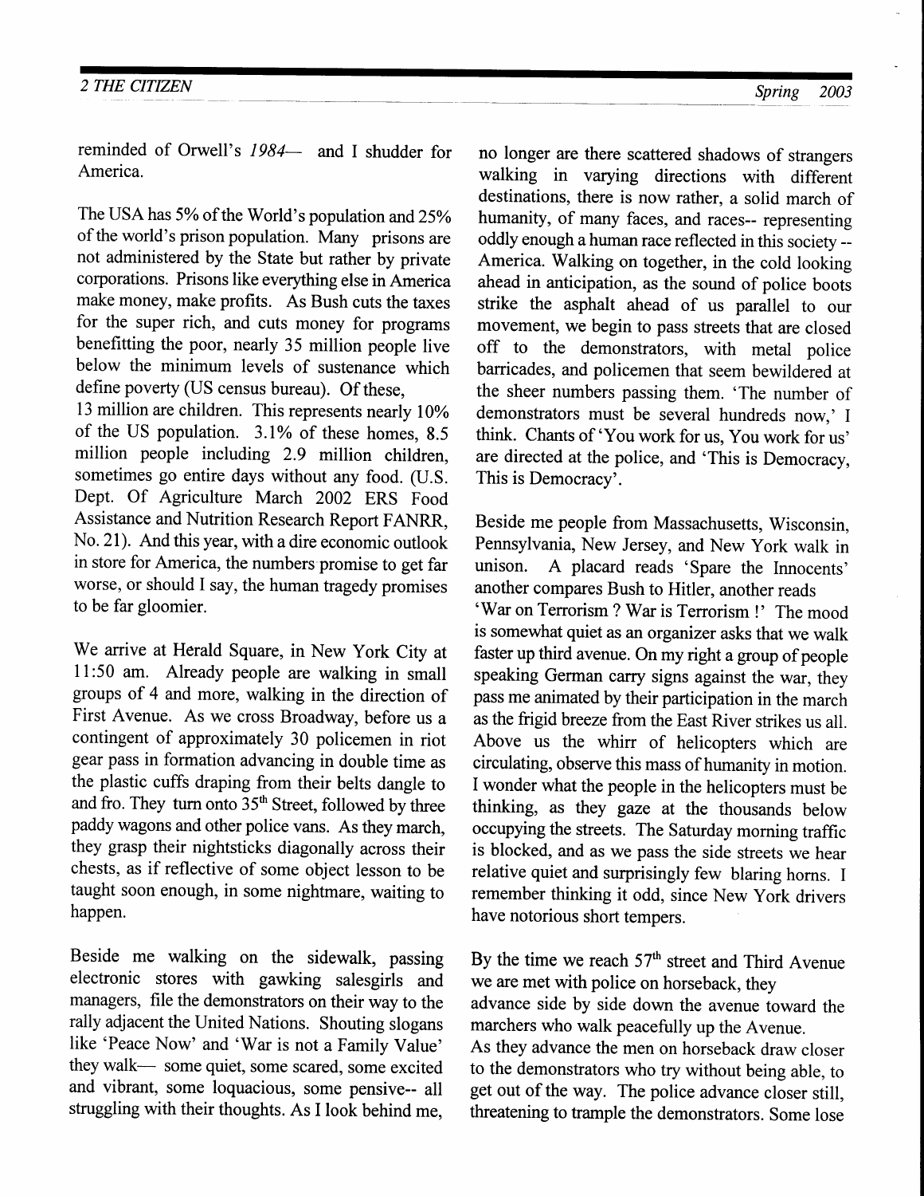reminded of Orwell's *1984*— and I shudder for America.

The USA has 5% of the World's population and 25% of the world's prison population. Many prisons are not administered by the State but rather by private corporations. Prisons like everything else in America make money, make profits. As Bush cuts the taxes for the super rich, and cuts money for programs benefitting the poor, nearly 35 million people live below the minimum levels of sustenance which define poverty (US census bureau). Of these, 13 million are children. This represents nearly 10% of the US population. 3.1% of these homes, 8.5 million people including 2.9 million children, sometimes go entire days without any food. (U.S. Dept. Of Agriculture March 2002 ERS Food Assistance and Nutrition Research Report FANRR, No. 21). And this year, with a dire economic outlook in store for America, the numbers promise to get far worse, or should I say, the human tragedy promises to be far gloomier.

We arrive at Herald Square, in New York City at 11:50 am. Already people are walking in small groups of 4 and more, walking in the direction of First Avenue. As we cross Broadway, before us a contingent of approximately 30 policemen in riot gear pass in formation advancing in double time as the plastic cuffs draping from their belts dangle to and fro. They turn onto 35th Street, followed by three paddy wagons and other police vans. As they march, they grasp their nightsticks diagonally across their chests, as if reflective of some object lesson to be taught soon enough, in some nightmare, waiting to happen.

Beside me walking on the sidewalk, passing electronic stores with gawking salesgirls and managers, file the demonstrators on their way to the rally adjacent the United Nations. Shouting slogans like 'Peace Now' and 'War is not a Family Value' they walk— some quiet, some scared, some excited and vibrant, some loquacious, some pensive-- all struggling with their thoughts. As I look behind me, no longer are there scattered shadows of strangers walking in varying directions with different destinations, there is now rather, a solid march of humanity, of many faces, and races-- representing oddly enough a human race reflected in this society -- America. Walking on together, in the cold looking ahead in anticipation, as the sound of police boots strike the asphalt ahead of us parallel to our movement, we begin to pass streets that are closed off to the demonstrators, with metal police barricades, and policemen that seem bewildered at the sheer numbers passing them. 'The number of demonstrators must be several hundreds now,' I think. Chants of 'You work for us, You work for us' are directed at the police, and 'This is Democracy, This is Democracy'.

Beside me people from Massachusetts, Wisconsin, Pennsylvania, New Jersey, and New York walk in unison. A placard reads 'Spare the Innocents' another compares Bush to Hitler, another reads 'War on Terrorism ? War is Terrorism !' The mood is somewhat quiet as an organizer asks that we walk faster up third avenue. On my right a group of people speaking German carry signs against the war, they pass me animated by their participation in the march as the frigid breeze from the East River strikes us all. Above us the whirr of helicopters which are circulating, observe this mass of humanity in motion. I wonder what the people in the helicopters must be thinking, as they gaze at the thousands below occupying the streets. The Saturday morning traffic is blocked, and as we pass the side streets we hear relative quiet and surprisingly few blaring horns. I remember thinking it odd, since New York drivers have notorious short tempers.

By the time we reach 57th street and Third Avenue we are met with police on horseback, they advance side by side down the avenue toward the marchers who walk peacefully up the Avenue. As they advance the men on horseback draw closer to the demonstrators who try without being able, to get out of the way. The police advance closer still, threatening to trample the demonstrators. Some lose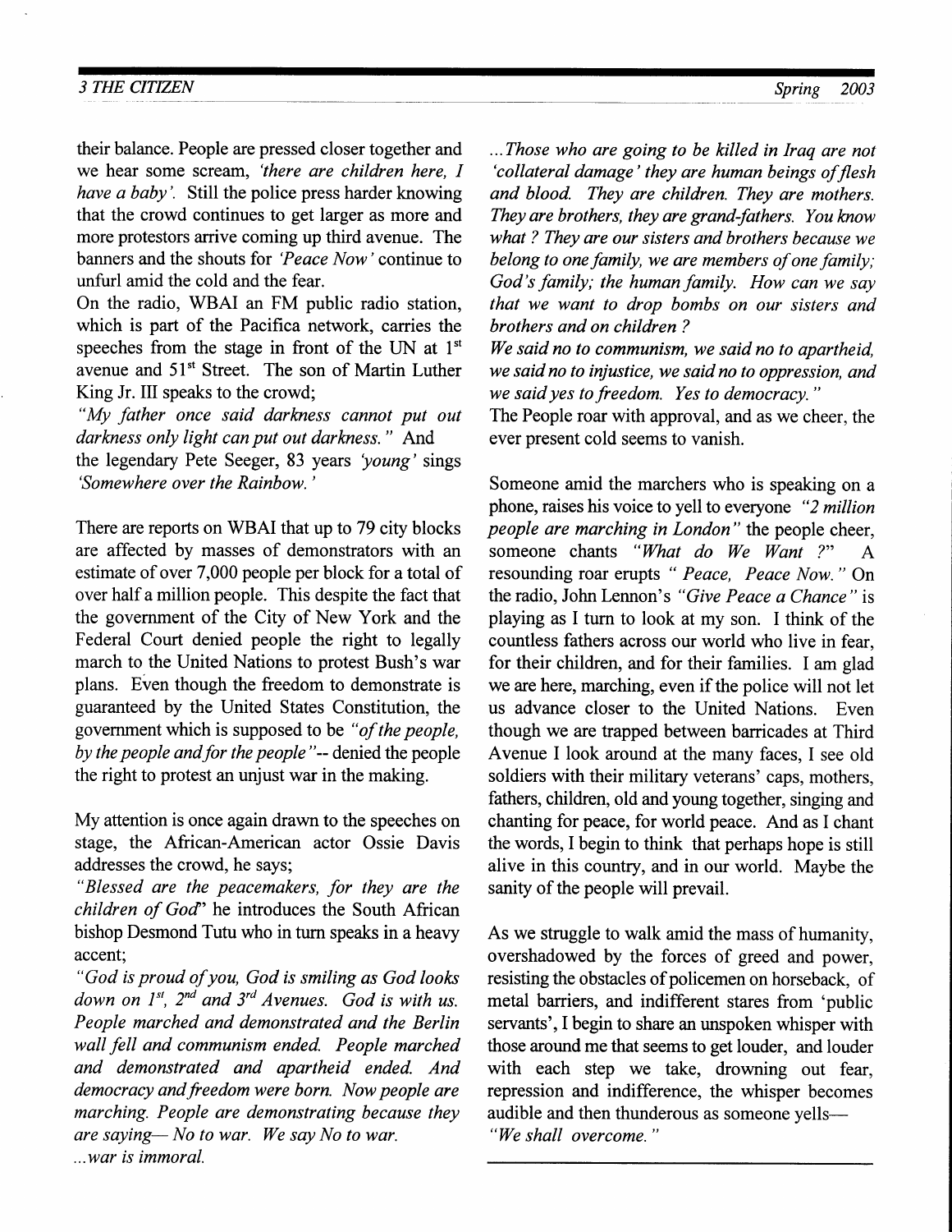their balance. People are pressed closer together and we hear some scream, *'there are children here, I have a baby'*. Still the police press harder knowing that the crowd continues to get larger as more and more protestors arrive coming up third avenue. The banners and the shouts for *'Peace Now'* continue to unfurl amid the cold and the fear.

On the radio, WBAI an FM public radio station, which is part of the Pacifica network, carries the speeches from the stage in front of the UN at 1st avenue and 51st Street. The son of Martin Luther King Jr. III speaks to the crowd;

*"My father once said darkness cannot put out darkness only light can put out darkness."* And the legendary Pete Seeger, 83 years *'young'* sings *'Somewhere over the Rainbow.'*

There are reports on WBAI that up to 79 city blocks are affected by masses of demonstrators with an estimate of over 7,000 people per block for a total of over half a million people. This despite the fact that the government of the City of New York and the Federal Court denied people the right to legally march to the United Nations to protest Bush's war plans. Even though the freedom to demonstrate is guaranteed by the United States Constitution, the government which is supposed to be *"of the people, by the people and for the people"*-- denied the people the right to protest an unjust war in the making.

My attention is once again drawn to the speeches on stage, the African-American actor Ossie Davis addresses the crowd, he says;

*"Blessed are the peacemakers, for they are the children of God"* he introduces the South African bishop Desmond Tutu who in turn speaks in a heavy accent;

*"God is proud of you, God is smiling as God looks down on 1st, 2nd and 3rd Avenues. God is with us. People marched and demonstrated and the Berlin wall fell and communism ended. People marched and demonstrated and apartheid ended. And democracy and freedom were born. Now people are marching. People are demonstrating because they are saying— No to war. We say No to war. ...war is immoral.*

*...Those who are going to be killed in Iraq are not 'collateral damage' they are human beings of flesh and blood. They are children. They are mothers. They are brothers, they are grand-fathers. You know what ? They are our sisters and brothers because we belong to one family, we are members of one family; God's family; the human family. How can we say that we want to drop bombs on our sisters and brothers and on children ?*

*We said no to communism, we said no to apartheid, we said no to injustice, we said no to oppression, and we said yes to freedom. Yes to democracy."*

The People roar with approval, and as we cheer, the ever present cold seems to vanish.

Someone amid the marchers who is speaking on a phone, raises his voice to yell to everyone *"2 million people are marching in London"* the people cheer, someone chants *"What do We Want ?"* A resounding roar erupts *" Peace, Peace Now."* On the radio, John Lennon's *"Give Peace a Chance"* is playing as I turn to look at my son. I think of the countless fathers across our world who live in fear, for their children, and for their families. I am glad we are here, marching, even if the police will not let us advance closer to the United Nations. Even though we are trapped between barricades at Third Avenue I look around at the many faces, I see old soldiers with their military veterans' caps, mothers, fathers, children, old and young together, singing and chanting for peace, for world peace. And as I chant the words, I begin to think that perhaps hope is still alive in this country, and in our world. Maybe the sanity of the people will prevail.

As we struggle to walk amid the mass of humanity, overshadowed by the forces of greed and power, resisting the obstacles of policemen on horseback, of metal barriers, and indifferent stares from 'public servants', I begin to share an unspoken whisper with those around me that seems to get louder, and louder with each step we take, drowning out fear, repression and indifference, the whisper becomes audible and then thunderous as someone yells—

*"We shall overcome."*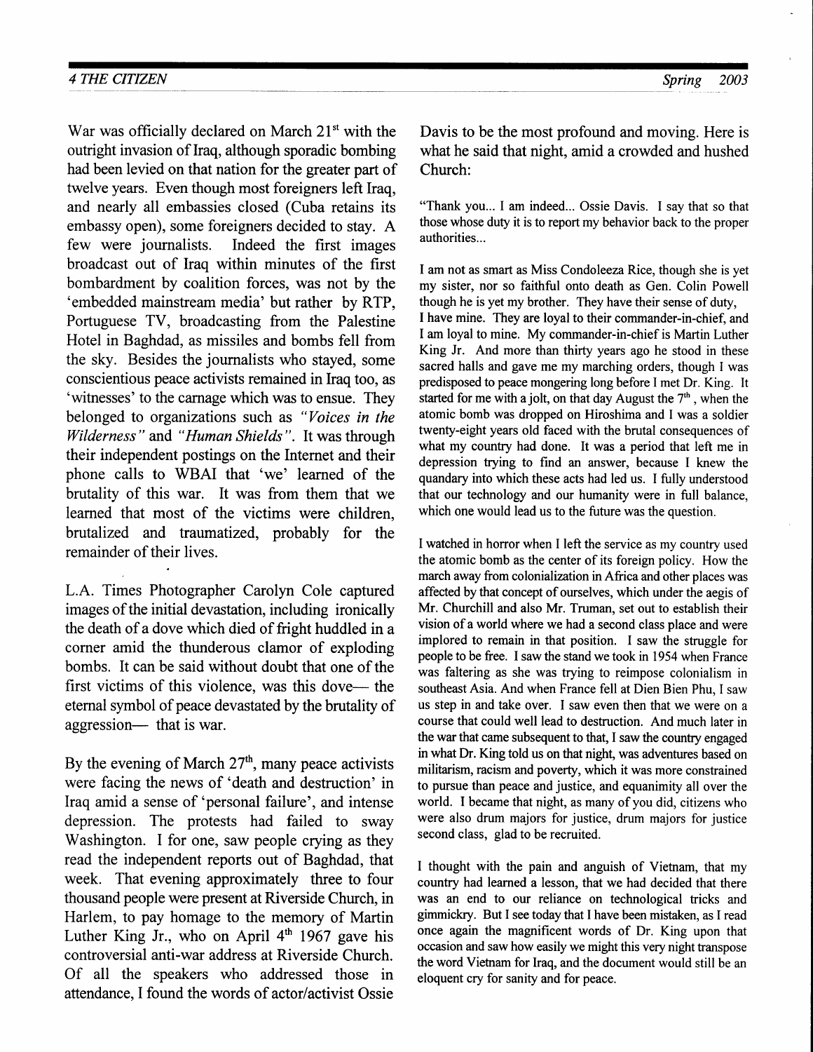War was officially declared on March 21st with the outright invasion of Iraq, although sporadic bombing had been levied on that nation for the greater part of twelve years. Even though most foreigners left Iraq, and nearly all embassies closed (Cuba retains its embassy open), some foreigners decided to stay. A few were journalists. Indeed the first images broadcast out of Iraq within minutes of the first bombardment by coalition forces, was not by the 'embedded mainstream media' but rather by RTP, Portuguese TV, broadcasting from the Palestine Hotel in Baghdad, as missiles and bombs fell from the sky. Besides the journalists who stayed, some conscientious peace activists remained in Iraq too, as 'witnesses' to the carnage which was to ensue. They belonged to organizations such as *"Voices in the Wilderness"* and *"Human Shields"*. It was through their independent postings on the Internet and their phone calls to WBAI that 'we' learned of the brutality of this war. It was from them that we learned that most of the victims were children, brutalized and traumatized, probably for the remainder of their lives.

L.A. Times Photographer Carolyn Cole captured images of the initial devastation, including ironically the death of a dove which died of fright huddled in a corner amid the thunderous clamor of exploding bombs. It can be said without doubt that one of the first victims of this violence, was this dove— the eternal symbol of peace devastated by the brutality of aggression— that is war.

By the evening of March 27th, many peace activists were facing the news of 'death and destruction' in Iraq amid a sense of 'personal failure', and intense depression. The protests had failed to sway Washington. I for one, saw people crying as they read the independent reports out of Baghdad, that week. That evening approximately three to four thousand people were present at Riverside Church, in Harlem, to pay homage to the memory of Martin Luther King Jr., who on April 4th 1967 gave his controversial anti-war address at Riverside Church. Of all the speakers who addressed those in attendance, I found the words of actor/activist Ossie Davis to be the most profound and moving. Here is what he said that night, amid a crowded and hushed Church:

"Thank you... I am indeed... Ossie Davis. I say that so that those whose duty it is to report my behavior back to the proper authorities...

I am not as smart as Miss Condoleeza Rice, though she is yet my sister, nor so faithful onto death as Gen. Colin Powell though he is yet my brother. They have their sense of duty, I have mine. They are loyal to their commander-in-chief, and I am loyal to mine. My commander-in-chief is Martin Luther King Jr. And more than thirty years ago he stood in these sacred halls and gave me my marching orders, though I was predisposed to peace mongering long before I met Dr. King. It started for me with a jolt, on that day August the 7th, when the atomic bomb was dropped on Hiroshima and I was a soldier twenty-eight years old faced with the brutal consequences of what my country had done. It was a period that left me in depression trying to find an answer, because I knew the quandary into which these acts had led us. I fully understood that our technology and our humanity were in full balance, which one would lead us to the future was the question.

I watched in horror when I left the service as my country used the atomic bomb as the center of its foreign policy. How the march away from colonialization in Africa and other places was affected by that concept of ourselves, which under the aegis of Mr. Churchill and also Mr. Truman, set out to establish their vision of a world where we had a second class place and were implored to remain in that position. I saw the struggle for people to be free. I saw the stand we took in 1954 when France was faltering as she was trying to reimpose colonialism in southeast Asia. And when France fell at Dien Bien Phu, I saw us step in and take over. I saw even then that we were on a course that could well lead to destruction. And much later in the war that came subsequent to that, I saw the country engaged in what Dr. King told us on that night, was adventures based on militarism, racism and poverty, which it was more constrained to pursue than peace and justice, and equanimity all over the world. I became that night, as many of you did, citizens who were also drum majors for justice, drum majors for justice second class, glad to be recruited.

I thought with the pain and anguish of Vietnam, that my country had learned a lesson, that we had decided that there was an end to our reliance on technological tricks and gimmickry. But I see today that I have been mistaken, as I read once again the magnificent words of Dr. King upon that occasion and saw how easily we might this very night transpose the word Vietnam for Iraq, and the document would still be an eloquent cry for sanity and for peace.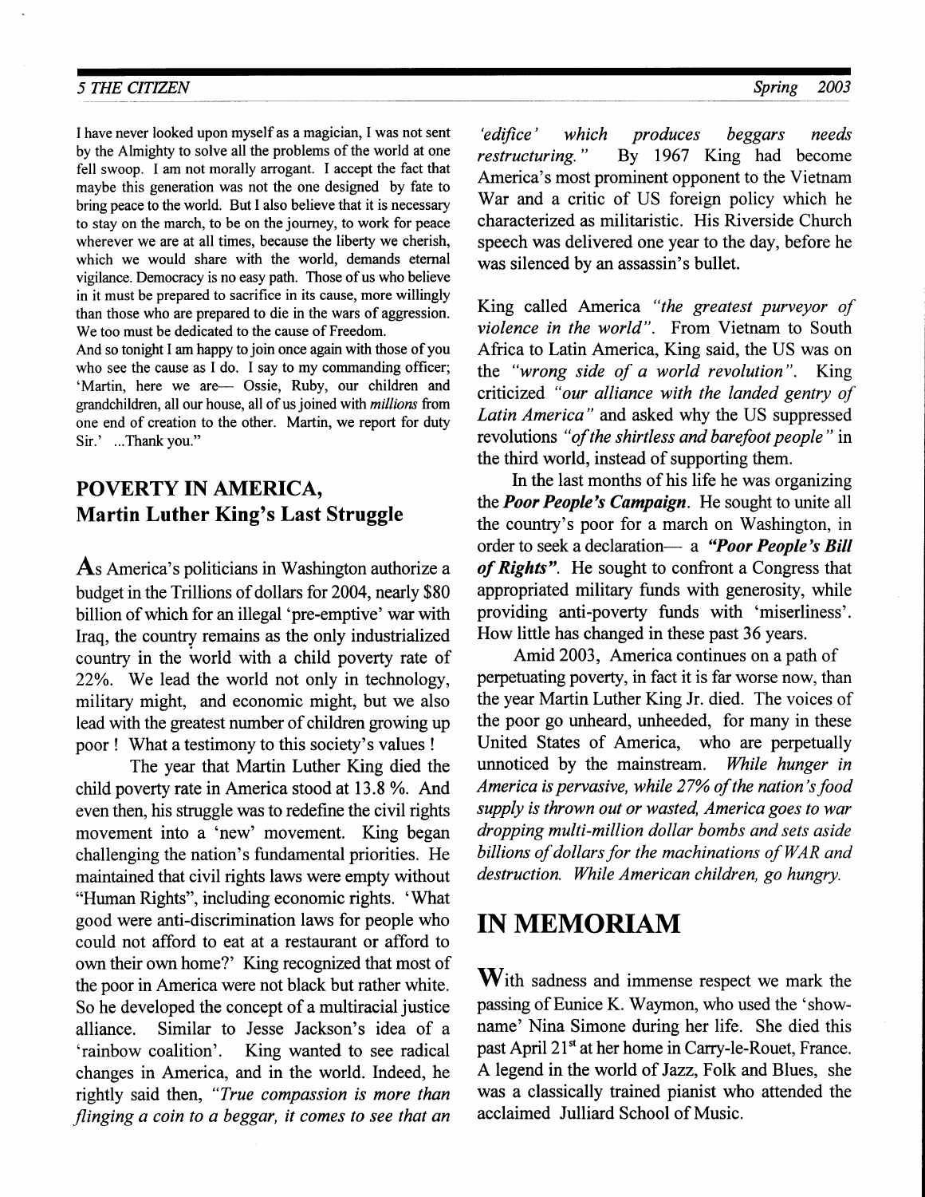I have never looked upon myself as a magician, I was not sent by the Almighty to solve all the problems of the world at one fell swoop. I am not morally arrogant. I accept the fact that maybe this generation was not the one designed by fate to bring peace to the world. But I also believe that it is necessary to stay on the march, to be on the journey, to work for peace wherever we are at all times, because the liberty we cherish, which we would share with the world, demands eternal vigilance. Democracy is no easy path. Those of us who believe in it must be prepared to sacrifice in its cause, more willingly than those who are prepared to die in the wars of aggression. We too must be dedicated to the cause of Freedom.

And so tonight I am happy to join once again with those of you who see the cause as I do. I say to my commanding officer; 'Martin, here we are— Ossie, Ruby, our children and grandchildren, all our house, all of us joined with *millions* from one end of creation to the other. Martin, we report for duty Sir.' ...Thank you."

## POVERTY IN AMERICA, Martin Luther King's Last Struggle

As America's politicians in Washington authorize a budget in the Trillions of dollars for 2004, nearly $80 billion of which for an illegal 'pre-emptive' war with Iraq, the country remains as the only industrialized country in the world with a child poverty rate of 22%. We lead the world not only in technology, military might, and economic might, but we also lead with the greatest number of children growing up poor ! What a testimony to this society's values !

The year that Martin Luther King died the child poverty rate in America stood at 13.8 %. And even then, his struggle was to redefine the civil rights movement into a 'new' movement. King began challenging the nation's fundamental priorities. He maintained that civil rights laws were empty without "Human Rights", including economic rights. 'What good were anti-discrimination laws for people who could not afford to eat at a restaurant or afford to own their own home?' King recognized that most of the poor in America were not black but rather white. So he developed the concept of a multiracial justice alliance. Similar to Jesse Jackson's idea of a 'rainbow coalition'. King wanted to see radical changes in America, and in the world. Indeed, he rightly said then, *"True compassion is more than flinging a coin to a beggar, it comes to see that an 'edifice' which produces beggars needs restructuring."* By 1967 King had become America's most prominent opponent to the Vietnam War and a critic of US foreign policy which he characterized as militaristic. His Riverside Church speech was delivered one year to the day, before he was silenced by an assassin's bullet.

King called America *"the greatest purveyor of violence in the world"*. From Vietnam to South Africa to Latin America, King said, the US was on the *"wrong side of a world revolution"*. King criticized *"our alliance with the landed gentry of Latin America"* and asked why the US suppressed revolutions *"of the shirtless and barefoot people"* in the third world, instead of supporting them.

In the last months of his life he was organizing the ***Poor People's Campaign***. He sought to unite all the country's poor for a march on Washington, in order to seek a declaration— a ***"Poor People's Bill of Rights"***. He sought to confront a Congress that appropriated military funds with generosity, while providing anti-poverty funds with 'miserliness'. How little has changed in these past 36 years.

Amid 2003, America continues on a path of perpetuating poverty, in fact it is far worse now, than the year Martin Luther King Jr. died. The voices of the poor go unheard, unheeded, for many in these United States of America, who are perpetually unnoticed by the mainstream. *While hunger in America is pervasive, while 27% of the nation's food supply is thrown out or wasted, America goes to war dropping multi-million dollar bombs and sets aside billions of dollars for the machinations of WAR and destruction. While American children, go hungry.*

# IN MEMORIAM

With sadness and immense respect we mark the passing of Eunice K. Waymon, who used the 'show-name' Nina Simone during her life. She died this past April 21st at her home in Carry-le-Rouet, France. A legend in the world of Jazz, Folk and Blues, she was a classically trained pianist who attended the acclaimed Julliard School of Music.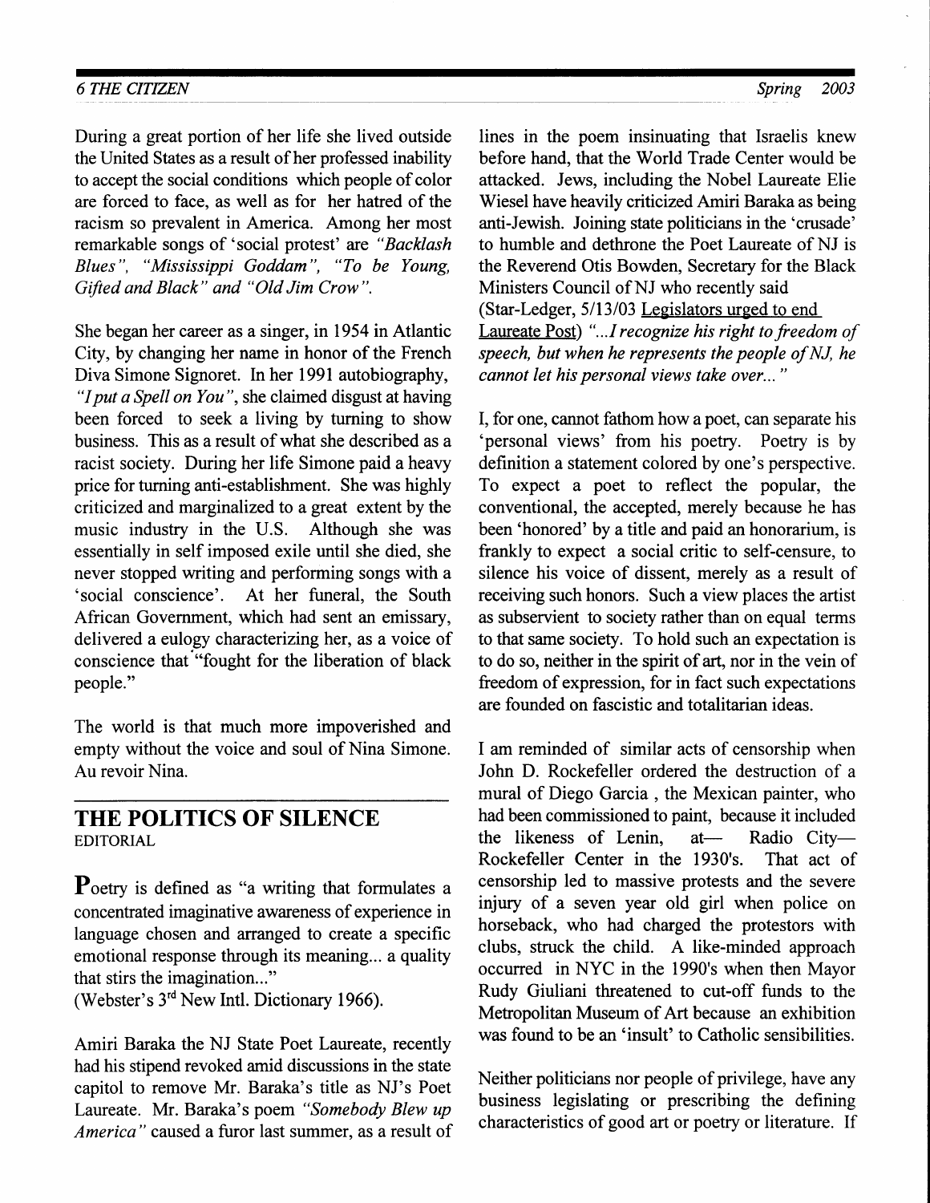During a great portion of her life she lived outside the United States as a result of her professed inability to accept the social conditions which people of color are forced to face, as well as for her hatred of the racism so prevalent in America. Among her most remarkable songs of 'social protest' are *"Backlash Blues", "Mississippi Goddam", "To be Young, Gifted and Black"* and *"Old Jim Crow".*

She began her career as a singer, in 1954 in Atlantic City, by changing her name in honor of the French Diva Simone Signoret. In her 1991 autobiography, *"I put a Spell on You"*, she claimed disgust at having been forced to seek a living by turning to show business. This as a result of what she described as a racist society. During her life Simone paid a heavy price for turning anti-establishment. She was highly criticized and marginalized to a great extent by the music industry in the U.S. Although she was essentially in self imposed exile until she died, she never stopped writing and performing songs with a 'social conscience'. At her funeral, the South African Government, which had sent an emissary, delivered a eulogy characterizing her, as a voice of conscience that "fought for the liberation of black people."

The world is that much more impoverished and empty without the voice and soul of Nina Simone. Au revoir Nina.

---

## THE POLITICS OF SILENCE

EDITORIAL

**P**oetry is defined as "a writing that formulates a concentrated imaginative awareness of experience in language chosen and arranged to create a specific emotional response through its meaning... a quality that stirs the imagination..." (Webster's 3rd New Intl. Dictionary 1966).

Amiri Baraka the NJ State Poet Laureate, recently had his stipend revoked amid discussions in the state capitol to remove Mr. Baraka's title as NJ's Poet Laureate. Mr. Baraka's poem *"Somebody Blew up America"* caused a furor last summer, as a result of lines in the poem insinuating that Israelis knew before hand, that the World Trade Center would be attacked. Jews, including the Nobel Laureate Elie Wiesel have heavily criticized Amiri Baraka as being anti-Jewish. Joining state politicians in the 'crusade' to humble and dethrone the Poet Laureate of NJ is the Reverend Otis Bowden, Secretary for the Black Ministers Council of NJ who recently said (Star-Ledger, 5/13/03 Legislators urged to end Laureate Post) *"...I recognize his right to freedom of speech, but when he represents the people of NJ, he cannot let his personal views take over..."*

I, for one, cannot fathom how a poet, can separate his 'personal views' from his poetry. Poetry is by definition a statement colored by one's perspective. To expect a poet to reflect the popular, the conventional, the accepted, merely because he has been 'honored' by a title and paid an honorarium, is frankly to expect a social critic to self-censure, to silence his voice of dissent, merely as a result of receiving such honors. Such a view places the artist as subservient to society rather than on equal terms to that same society. To hold such an expectation is to do so, neither in the spirit of art, nor in the vein of freedom of expression, for in fact such expectations are founded on fascistic and totalitarian ideas.

I am reminded of similar acts of censorship when John D. Rockefeller ordered the destruction of a mural of Diego Garcia , the Mexican painter, who had been commissioned to paint, because it included the likeness of Lenin, at— Radio City— Rockefeller Center in the 1930's. That act of censorship led to massive protests and the severe injury of a seven year old girl when police on horseback, who had charged the protestors with clubs, struck the child. A like-minded approach occurred in NYC in the 1990's when then Mayor Rudy Giuliani threatened to cut-off funds to the Metropolitan Museum of Art because an exhibition was found to be an 'insult' to Catholic sensibilities.

Neither politicians nor people of privilege, have any business legislating or prescribing the defining characteristics of good art or poetry or literature. If